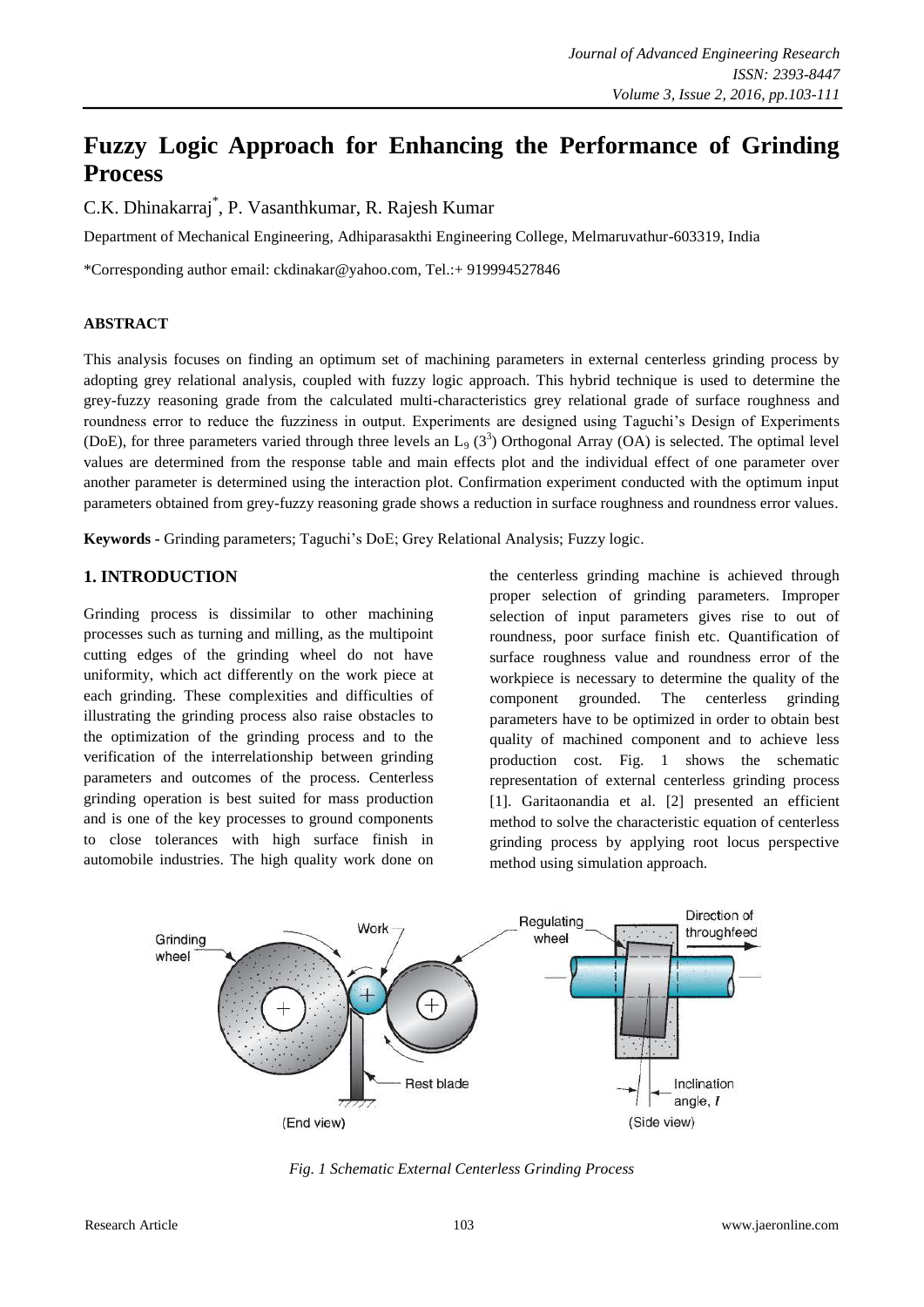# Fuzzy Logic Approach for Enhancing the Performance of Grinding Process

C.K. Dhinakarraj*, P. Vasanthkumar, R. Rajesh Kumar

Department of Mechanical Engineering, Adhiparasakthi Engineering College, Melmaruvathur-603319, India

*Corresponding author email: ckdinakar@yahoo.com, Tel.:+ 919994527846

## ABSTRACT

This analysis focuses on finding an optimum set of machining parameters in external centerless grinding process by adopting grey relational analysis, coupled with fuzzy logic approach. This hybrid technique is used to determine the grey-fuzzy reasoning grade from the calculated multi-characteristics grey relational grade of surface roughness and roundness error to reduce the fuzziness in output. Experiments are designed using Taguchi's Design of Experiments (DoE), for three parameters varied through three levels an $L_9$ ($3^3$) Orthogonal Array (OA) is selected. The optimal level values are determined from the response table and main effects plot and the individual effect of one parameter over another parameter is determined using the interaction plot. Confirmation experiment conducted with the optimum input parameters obtained from grey-fuzzy reasoning grade shows a reduction in surface roughness and roundness error values.

**Keywords -** Grinding parameters; Taguchi's DoE; Grey Relational Analysis; Fuzzy logic.

## 1. INTRODUCTION

Grinding process is dissimilar to other machining processes such as turning and milling, as the multipoint cutting edges of the grinding wheel do not have uniformity, which act differently on the work piece at each grinding. These complexities and difficulties of illustrating the grinding process also raise obstacles to the optimization of the grinding process and to the verification of the interrelationship between grinding parameters and outcomes of the process. Centerless grinding operation is best suited for mass production and is one of the key processes to ground components to close tolerances with high surface finish in automobile industries. The high quality work done on the centerless grinding machine is achieved through proper selection of grinding parameters. Improper selection of input parameters gives rise to out of roundness, poor surface finish etc. Quantification of surface roughness value and roundness error of the workpiece is necessary to determine the quality of the component grounded. The centerless grinding parameters have to be optimized in order to obtain best quality of machined component and to achieve less production cost. Fig. 1 shows the schematic representation of external centerless grinding process [1]. Garitaonandia et al. [2] presented an efficient method to solve the characteristic equation of centerless grinding process by applying root locus perspective method using simulation approach.

*Fig. 1 Schematic External Centerless Grinding Process*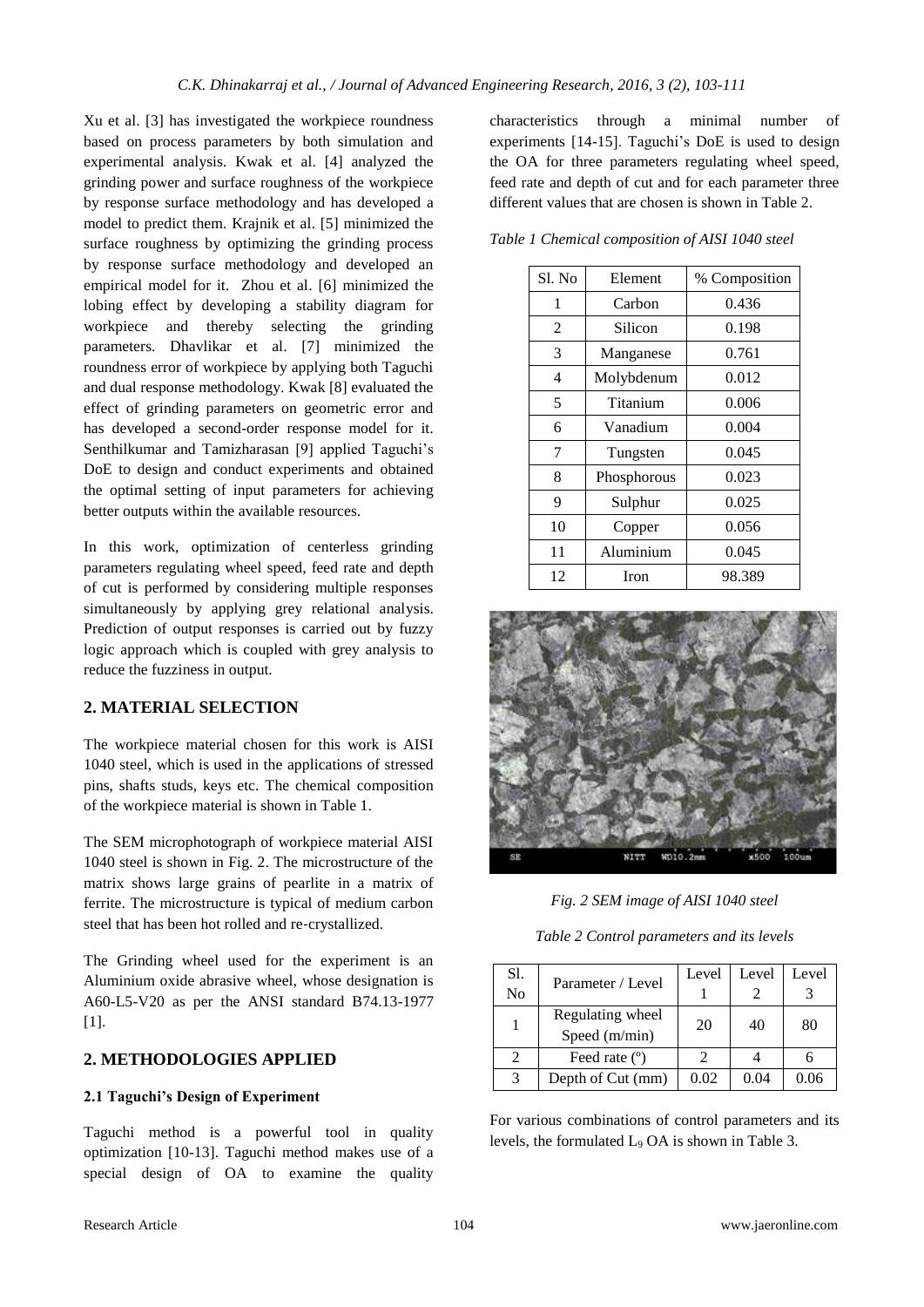Xu et al. [3] has investigated the workpiece roundness based on process parameters by both simulation and experimental analysis. Kwak et al. [4] analyzed the grinding power and surface roughness of the workpiece by response surface methodology and has developed a model to predict them. Krajnik et al. [5] minimized the surface roughness by optimizing the grinding process by response surface methodology and developed an empirical model for it. Zhou et al. [6] minimized the lobing effect by developing a stability diagram for workpiece and thereby selecting the grinding parameters. Dhavlikar et al. [7] minimized the roundness error of workpiece by applying both Taguchi and dual response methodology. Kwak [8] evaluated the effect of grinding parameters on geometric error and has developed a second-order response model for it. Senthilkumar and Tamizharasan [9] applied Taguchi's DoE to design and conduct experiments and obtained the optimal setting of input parameters for achieving better outputs within the available resources.

In this work, optimization of centerless grinding parameters regulating wheel speed, feed rate and depth of cut is performed by considering multiple responses simultaneously by applying grey relational analysis. Prediction of output responses is carried out by fuzzy logic approach which is coupled with grey analysis to reduce the fuzziness in output.

## 2. MATERIAL SELECTION

The workpiece material chosen for this work is AISI 1040 steel, which is used in the applications of stressed pins, shafts studs, keys etc. The chemical composition of the workpiece material is shown in Table 1.

The SEM microphotograph of workpiece material AISI 1040 steel is shown in Fig. 2. The microstructure of the matrix shows large grains of pearlite in a matrix of ferrite. The microstructure is typical of medium carbon steel that has been hot rolled and re-crystallized.

The Grinding wheel used for the experiment is an Aluminium oxide abrasive wheel, whose designation is A60-L5-V20 as per the ANSI standard B74.13-1977 [1].

## 2. METHODOLOGIES APPLIED

### 2.1 Taguchi's Design of Experiment

Taguchi method is a powerful tool in quality optimization [10-13]. Taguchi method makes use of a special design of OA to examine the quality characteristics through a minimal number of experiments [14-15]. Taguchi's DoE is used to design the OA for three parameters regulating wheel speed, feed rate and depth of cut and for each parameter three different values that are chosen is shown in Table 2.

*Table 1 Chemical composition of AISI 1040 steel*

| Sl. No | Element | % Composition |
|---|---|---|
| 1 | Carbon | 0.436 |
| 2 | Silicon | 0.198 |
| 3 | Manganese | 0.761 |
| 4 | Molybdenum | 0.012 |
| 5 | Titanium | 0.006 |
| 6 | Vanadium | 0.004 |
| 7 | Tungsten | 0.045 |
| 8 | Phosphorous | 0.023 |
| 9 | Sulphur | 0.025 |
| 10 | Copper | 0.056 |
| 11 | Aluminium | 0.045 |
| 12 | Iron | 98.389 |

*Fig. 2 SEM image of AISI 1040 steel*

*Table 2 Control parameters and its levels*

| Sl. No | Parameter / Level | Level 1 | Level 2 | Level 3 |
|---|---|---|---|---|
| 1 | Regulating wheel Speed (m/min) | 20 | 40 | 80 |
| 2 | Feed rate (º) | 2 | 4 | 6 |
| 3 | Depth of Cut (mm) | 0.02 | 0.04 | 0.06 |

For various combinations of control parameters and its levels, the formulated $L_9$ OA is shown in Table 3.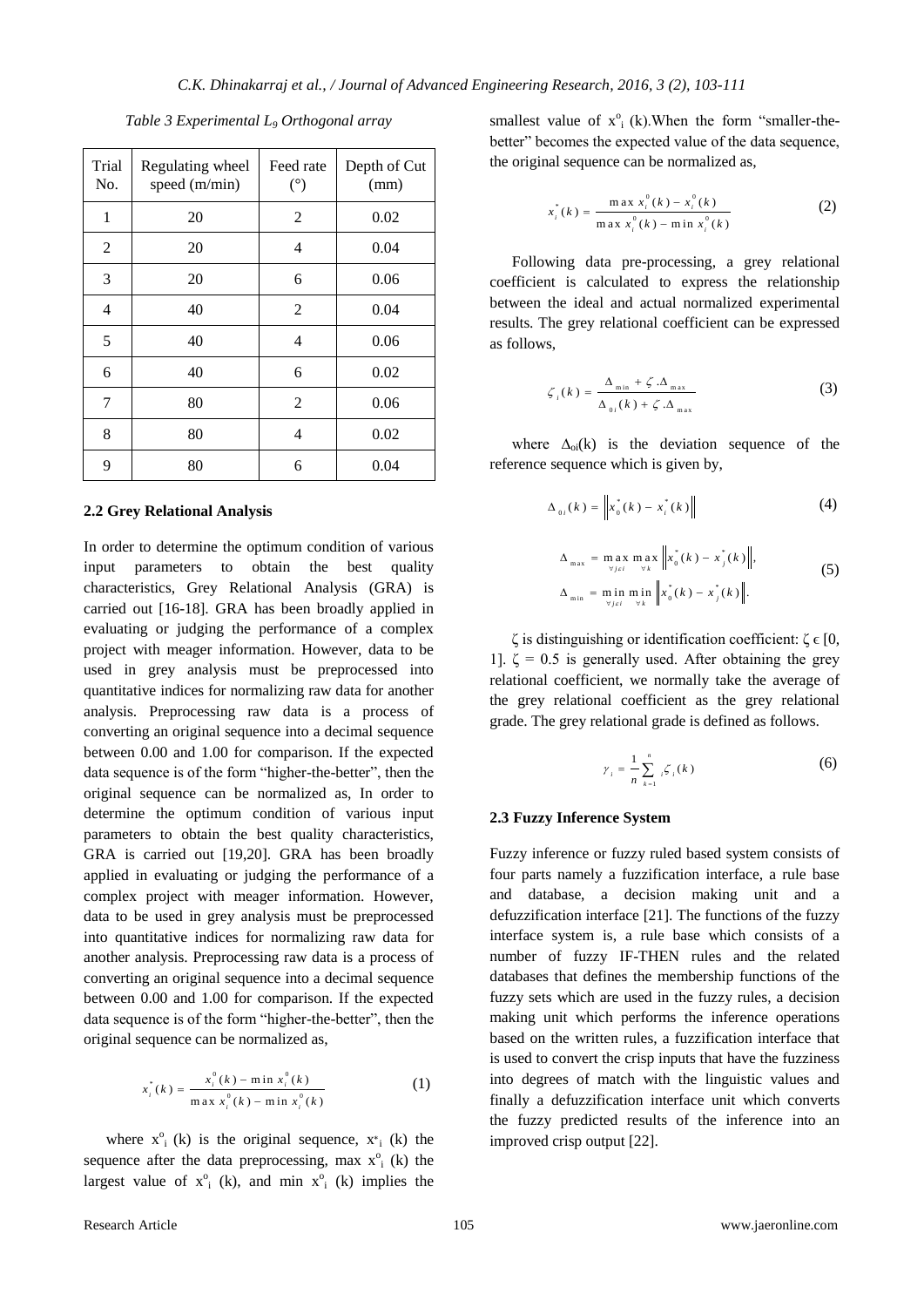*Table 3 Experimental $L_9$ Orthogonal array*

| Trial No. | Regulating wheel speed (m/min) | Feed rate (°) | Depth of Cut (mm) |
|---|---|---|---|
| 1 | 20 | 2 | 0.02 |
| 2 | 20 | 4 | 0.04 |
| 3 | 20 | 6 | 0.06 |
| 4 | 40 | 2 | 0.04 |
| 5 | 40 | 4 | 0.06 |
| 6 | 40 | 6 | 0.02 |
| 7 | 80 | 2 | 0.06 |
| 8 | 80 | 4 | 0.02 |
| 9 | 80 | 6 | 0.04 |

### 2.2 Grey Relational Analysis

In order to determine the optimum condition of various input parameters to obtain the best quality characteristics, Grey Relational Analysis (GRA) is carried out [16-18]. GRA has been broadly applied in evaluating or judging the performance of a complex project with meager information. However, data to be used in grey analysis must be preprocessed into quantitative indices for normalizing raw data for another analysis. Preprocessing raw data is a process of converting an original sequence into a decimal sequence between 0.00 and 1.00 for comparison. If the expected data sequence is of the form "higher-the-better", then the original sequence can be normalized as, In order to determine the optimum condition of various input parameters to obtain the best quality characteristics, GRA is carried out [19,20]. GRA has been broadly applied in evaluating or judging the performance of a complex project with meager information. However, data to be used in grey analysis must be preprocessed into quantitative indices for normalizing raw data for another analysis. Preprocessing raw data is a process of converting an original sequence into a decimal sequence between 0.00 and 1.00 for comparison. If the expected data sequence is of the form "higher-the-better", then the original sequence can be normalized as,

$$x_i^*(k) = \frac{x_i^0(k) - \min x_i^0(k)}{\max x_i^0(k) - \min x_i^0(k)} \tag{1}$$

where $x^o_i$ (k) is the original sequence, $x^*_i$ (k) the sequence after the data preprocessing, max $x^o_i$ (k) the largest value of $x^o_i$ (k), and min $x^o_i$ (k) implies the smallest value of $x^o_i$ (k).When the form "smaller-the-better" becomes the expected value of the data sequence, the original sequence can be normalized as,

$$x_i^*(k) = \frac{\max x_i^0(k) - x_i^0(k)}{\max x_i^0(k) - \min x_i^0(k)} \tag{2}$$

Following data pre-processing, a grey relational coefficient is calculated to express the relationship between the ideal and actual normalized experimental results. The grey relational coefficient can be expressed as follows,

$$\zeta_i(k) = \frac{\Delta_{\min} + \zeta . \Delta_{\max}}{\Delta_{0i}(k) + \zeta . \Delta_{\max}} \tag{3}$$

where $\Delta_{0i}(k)$ is the deviation sequence of the reference sequence which is given by,

$$\Delta_{0i}(k) = \left\| x_0^*(k) - x_i^*(k) \right\| \tag{4}$$

$$\Delta_{\max} = \max_{\forall j \in i} \max_{\forall k} \left\| x_0^*(k) - x_j^*(k) \right\|, \qquad \Delta_{\min} = \min_{\forall j \in i} \min_{\forall k} \left\| x_0^*(k) - x_j^*(k) \right\|. \tag{5}$$

$\zeta$ is distinguishing or identification coefficient: $\zeta \in [0, 1]$. $\zeta = 0.5$ is generally used. After obtaining the grey relational coefficient, we normally take the average of the grey relational coefficient as the grey relational grade. The grey relational grade is defined as follows.

$$\gamma_i = \frac{1}{n} \sum_{k=1}^{n} {}_i\zeta_i(k) \tag{6}$$

### 2.3 Fuzzy Inference System

Fuzzy inference or fuzzy ruled based system consists of four parts namely a fuzzification interface, a rule base and database, a decision making unit and a defuzzification interface [21]. The functions of the fuzzy interface system is, a rule base which consists of a number of fuzzy IF-THEN rules and the related databases that defines the membership functions of the fuzzy sets which are used in the fuzzy rules, a decision making unit which performs the inference operations based on the written rules, a fuzzification interface that is used to convert the crisp inputs that have the fuzziness into degrees of match with the linguistic values and finally a defuzzification interface unit which converts the fuzzy predicted results of the inference into an improved crisp output [22].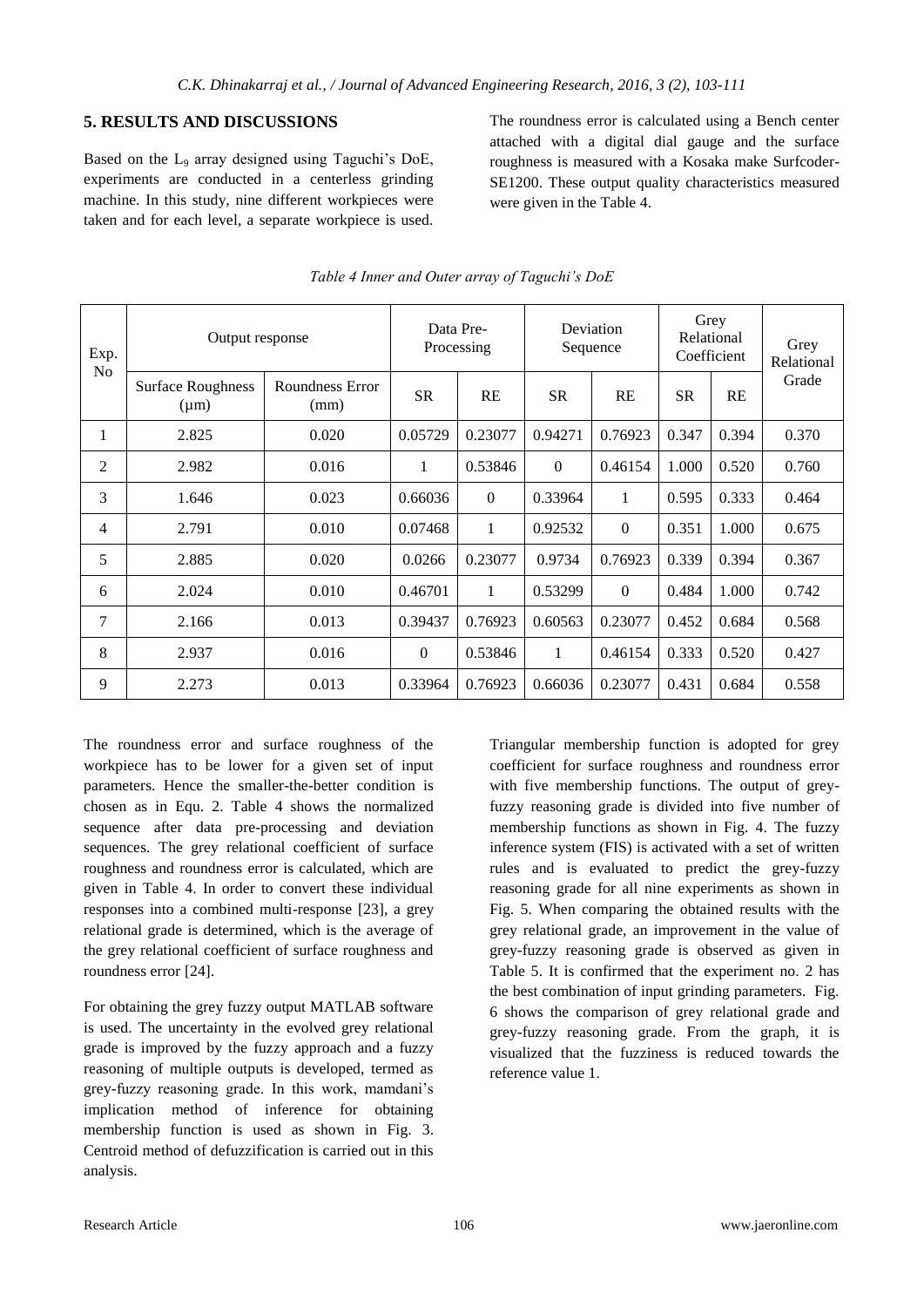## 5. RESULTS AND DISCUSSIONS

Based on the $L_9$ array designed using Taguchi's DoE, experiments are conducted in a centerless grinding machine. In this study, nine different workpieces were taken and for each level, a separate workpiece is used. The roundness error is calculated using a Bench center attached with a digital dial gauge and the surface roughness is measured with a Kosaka make Surfcoder-SE1200. These output quality characteristics measured were given in the Table 4.

*Table 4 Inner and Outer array of Taguchi's DoE*

| Exp. No | Output response | | Data Pre-Processing | | Deviation Sequence | | Grey Relational Coefficient | | Grey Relational Grade |
|---|---|---|---|---|---|---|---|---|---|
| | Surface Roughness (μm) | Roundness Error (mm) | SR | RE | SR | RE | SR | RE | |
| 1 | 2.825 | 0.020 | 0.05729 | 0.23077 | 0.94271 | 0.76923 | 0.347 | 0.394 | 0.370 |
| 2 | 2.982 | 0.016 | 1 | 0.53846 | 0 | 0.46154 | 1.000 | 0.520 | 0.760 |
| 3 | 1.646 | 0.023 | 0.66036 | 0 | 0.33964 | 1 | 0.595 | 0.333 | 0.464 |
| 4 | 2.791 | 0.010 | 0.07468 | 1 | 0.92532 | 0 | 0.351 | 1.000 | 0.675 |
| 5 | 2.885 | 0.020 | 0.0266 | 0.23077 | 0.9734 | 0.76923 | 0.339 | 0.394 | 0.367 |
| 6 | 2.024 | 0.010 | 0.46701 | 1 | 0.53299 | 0 | 0.484 | 1.000 | 0.742 |
| 7 | 2.166 | 0.013 | 0.39437 | 0.76923 | 0.60563 | 0.23077 | 0.452 | 0.684 | 0.568 |
| 8 | 2.937 | 0.016 | 0 | 0.53846 | 1 | 0.46154 | 0.333 | 0.520 | 0.427 |
| 9 | 2.273 | 0.013 | 0.33964 | 0.76923 | 0.66036 | 0.23077 | 0.431 | 0.684 | 0.558 |

The roundness error and surface roughness of the workpiece has to be lower for a given set of input parameters. Hence the smaller-the-better condition is chosen as in Equ. 2. Table 4 shows the normalized sequence after data pre-processing and deviation sequences. The grey relational coefficient of surface roughness and roundness error is calculated, which are given in Table 4. In order to convert these individual responses into a combined multi-response [23], a grey relational grade is determined, which is the average of the grey relational coefficient of surface roughness and roundness error [24].

For obtaining the grey fuzzy output MATLAB software is used. The uncertainty in the evolved grey relational grade is improved by the fuzzy approach and a fuzzy reasoning of multiple outputs is developed, termed as grey-fuzzy reasoning grade. In this work, mamdani's implication method of inference for obtaining membership function is used as shown in Fig. 3. Centroid method of defuzzification is carried out in this analysis.

Triangular membership function is adopted for grey coefficient for surface roughness and roundness error with five membership functions. The output of grey-fuzzy reasoning grade is divided into five number of membership functions as shown in Fig. 4. The fuzzy inference system (FIS) is activated with a set of written rules and is evaluated to predict the grey-fuzzy reasoning grade for all nine experiments as shown in Fig. 5. When comparing the obtained results with the grey relational grade, an improvement in the value of grey-fuzzy reasoning grade is observed as given in Table 5. It is confirmed that the experiment no. 2 has the best combination of input grinding parameters. Fig. 6 shows the comparison of grey relational grade and grey-fuzzy reasoning grade. From the graph, it is visualized that the fuzziness is reduced towards the reference value 1.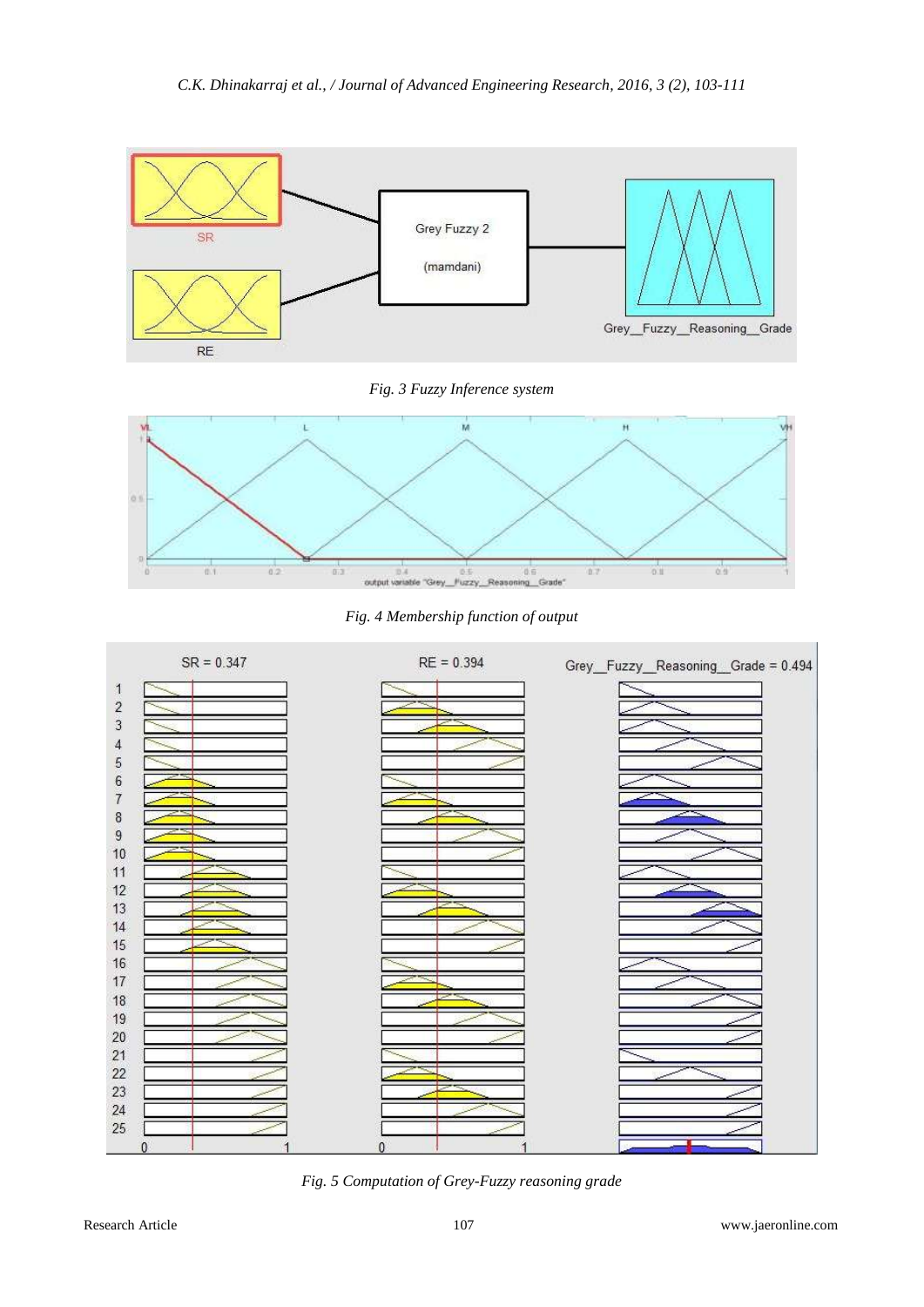Fig. 3 Fuzzy Inference system

Fig. 4 Membership function of output

Fig. 5 Computation of Grey-Fuzzy reasoning grade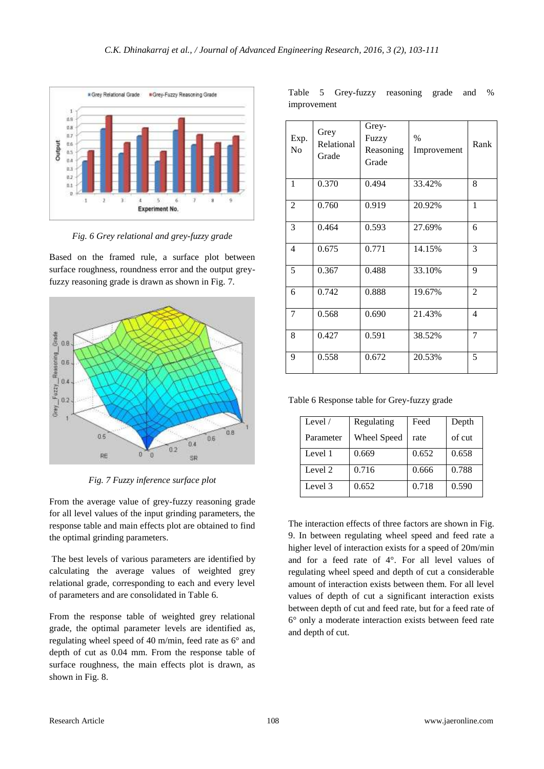*Fig. 6 Grey relational and grey-fuzzy grade*

Based on the framed rule, a surface plot between surface roughness, roundness error and the output grey-fuzzy reasoning grade is drawn as shown in Fig. 7.

*Fig. 7 Fuzzy inference surface plot*

From the average value of grey-fuzzy reasoning grade for all level values of the input grinding parameters, the response table and main effects plot are obtained to find the optimal grinding parameters.

The best levels of various parameters are identified by calculating the average values of weighted grey relational grade, corresponding to each and every level of parameters and are consolidated in Table 6.

From the response table of weighted grey relational grade, the optimal parameter levels are identified as, regulating wheel speed of 40 m/min, feed rate as 6° and depth of cut as 0.04 mm. From the response table of surface roughness, the main effects plot is drawn, as shown in Fig. 8.

Table 5 Grey-fuzzy reasoning grade and % improvement

| Exp. No | Grey Relational Grade | Grey-Fuzzy Reasoning Grade | % Improvement | Rank |
|---|---|---|---|---|
| 1 | 0.370 | 0.494 | 33.42% | 8 |
| 2 | 0.760 | 0.919 | 20.92% | 1 |
| 3 | 0.464 | 0.593 | 27.69% | 6 |
| 4 | 0.675 | 0.771 | 14.15% | 3 |
| 5 | 0.367 | 0.488 | 33.10% | 9 |
| 6 | 0.742 | 0.888 | 19.67% | 2 |
| 7 | 0.568 | 0.690 | 21.43% | 4 |
| 8 | 0.427 | 0.591 | 38.52% | 7 |
| 9 | 0.558 | 0.672 | 20.53% | 5 |

Table 6 Response table for Grey-fuzzy grade

| Level / Parameter | Regulating Wheel Speed | Feed rate | Depth of cut |
|---|---|---|---|
| Level 1 | 0.669 | 0.652 | 0.658 |
| Level 2 | 0.716 | 0.666 | 0.788 |
| Level 3 | 0.652 | 0.718 | 0.590 |

The interaction effects of three factors are shown in Fig. 9. In between regulating wheel speed and feed rate a higher level of interaction exists for a speed of 20m/min and for a feed rate of 4°. For all level values of regulating wheel speed and depth of cut a considerable amount of interaction exists between them. For all level values of depth of cut a significant interaction exists between depth of cut and feed rate, but for a feed rate of 6° only a moderate interaction exists between feed rate and depth of cut.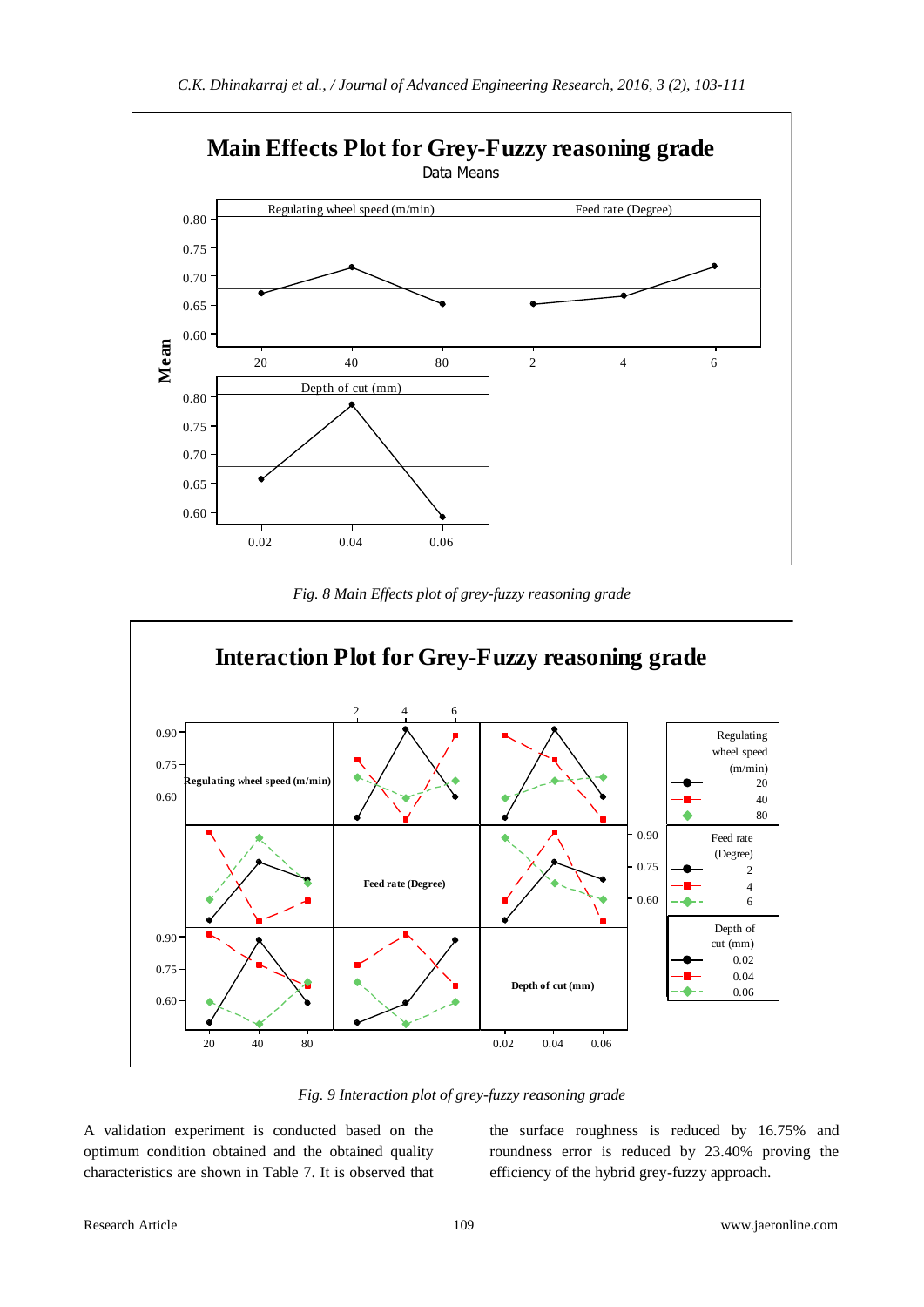Fig. 8 Main Effects plot of grey-fuzzy reasoning grade

Fig. 9 Interaction plot of grey-fuzzy reasoning grade

A validation experiment is conducted based on the optimum condition obtained and the obtained quality characteristics are shown in Table 7. It is observed that the surface roughness is reduced by 16.75% and roundness error is reduced by 23.40% proving the efficiency of the hybrid grey-fuzzy approach.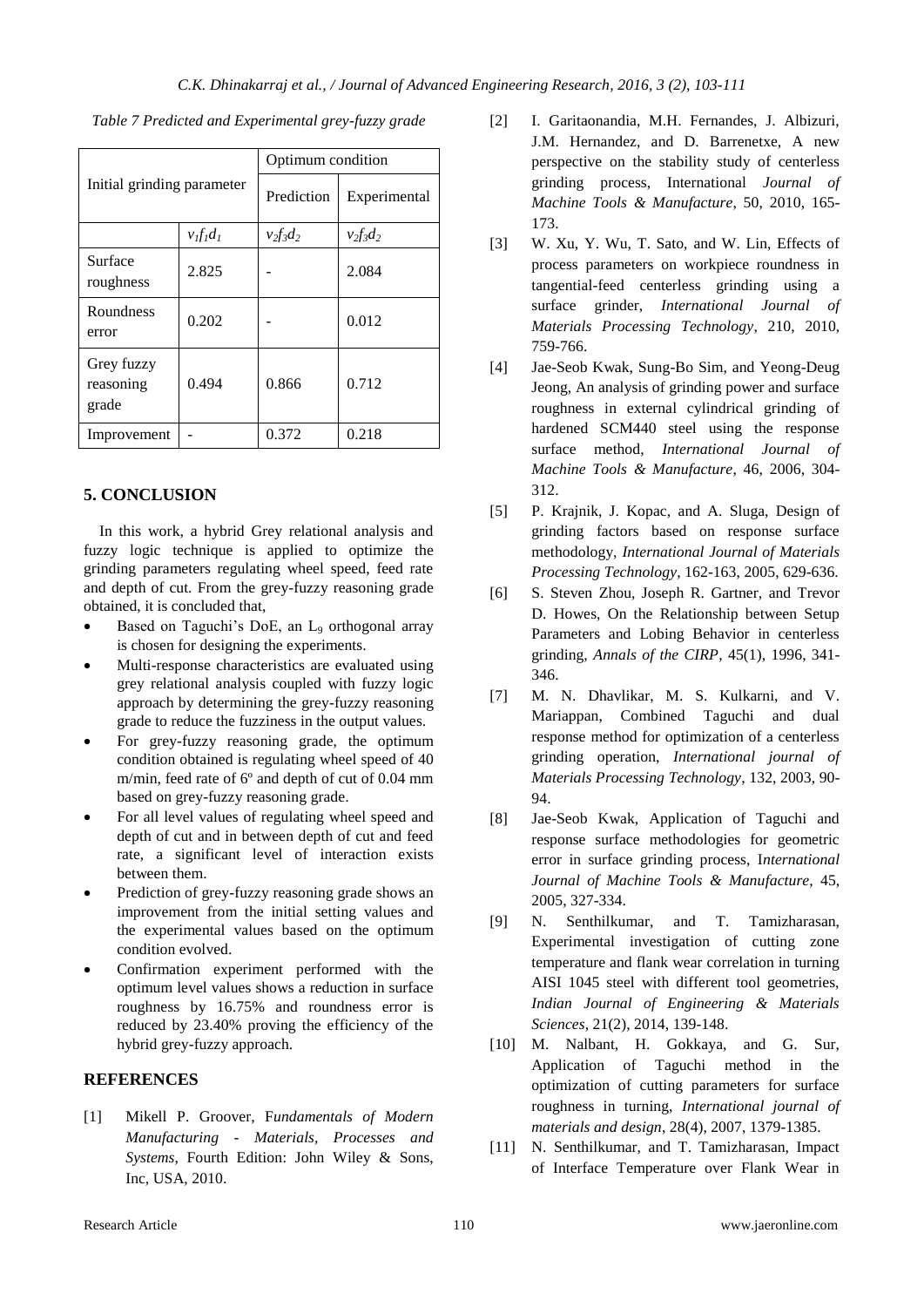*Table 7 Predicted and Experimental grey-fuzzy grade*

| Initial grinding parameter | | Optimum condition | |
|---|---|---|---|
| | | Prediction | Experimental |
| | $v_1f_1d_1$ | $v_2f_3d_2$ | $v_2f_3d_2$ |
| Surface roughness | 2.825 | - | 2.084 |
| Roundness error | 0.202 | - | 0.012 |
| Grey fuzzy reasoning grade | 0.494 | 0.866 | 0.712 |
| Improvement | - | 0.372 | 0.218 |

## 5. CONCLUSION

In this work, a hybrid Grey relational analysis and fuzzy logic technique is applied to optimize the grinding parameters regulating wheel speed, feed rate and depth of cut. From the grey-fuzzy reasoning grade obtained, it is concluded that,

- Based on Taguchi's DoE, an $L_9$ orthogonal array is chosen for designing the experiments.
- Multi-response characteristics are evaluated using grey relational analysis coupled with fuzzy logic approach by determining the grey-fuzzy reasoning grade to reduce the fuzziness in the output values.
- For grey-fuzzy reasoning grade, the optimum condition obtained is regulating wheel speed of 40 m/min, feed rate of 6º and depth of cut of 0.04 mm based on grey-fuzzy reasoning grade.
- For all level values of regulating wheel speed and depth of cut and in between depth of cut and feed rate, a significant level of interaction exists between them.
- Prediction of grey-fuzzy reasoning grade shows an improvement from the initial setting values and the experimental values based on the optimum condition evolved.
- Confirmation experiment performed with the optimum level values shows a reduction in surface roughness by 16.75% and roundness error is reduced by 23.40% proving the efficiency of the hybrid grey-fuzzy approach.

## REFERENCES

[1] Mikell P. Groover, *Fundamentals of Modern Manufacturing - Materials, Processes and Systems*, Fourth Edition: John Wiley & Sons, Inc, USA, 2010.

[2] I. Garitaonandia, M.H. Fernandes, J. Albizuri, J.M. Hernandez, and D. Barrenetxe, A new perspective on the stability study of centerless grinding process, International *Journal of Machine Tools & Manufacture*, 50, 2010, 165-173.

[3] W. Xu, Y. Wu, T. Sato, and W. Lin, Effects of process parameters on workpiece roundness in tangential-feed centerless grinding using a surface grinder, *International Journal of Materials Processing Technology*, 210, 2010, 759-766.

[4] Jae-Seob Kwak, Sung-Bo Sim, and Yeong-Deug Jeong, An analysis of grinding power and surface roughness in external cylindrical grinding of hardened SCM440 steel using the response surface method, *International Journal of Machine Tools & Manufacture*, 46, 2006, 304-312.

[5] P. Krajnik, J. Kopac, and A. Sluga, Design of grinding factors based on response surface methodology, *International Journal of Materials Processing Technology*, 162-163, 2005, 629-636.

[6] S. Steven Zhou, Joseph R. Gartner, and Trevor D. Howes, On the Relationship between Setup Parameters and Lobing Behavior in centerless grinding, *Annals of the CIRP*, 45(1), 1996, 341-346.

[7] M. N. Dhavlikar, M. S. Kulkarni, and V. Mariappan, Combined Taguchi and dual response method for optimization of a centerless grinding operation, *International journal of Materials Processing Technology*, 132, 2003, 90-94.

[8] Jae-Seob Kwak, Application of Taguchi and response surface methodologies for geometric error in surface grinding process, I*nternational Journal of Machine Tools & Manufacture*, 45, 2005, 327-334.

[9] N. Senthilkumar, and T. Tamizharasan, Experimental investigation of cutting zone temperature and flank wear correlation in turning AISI 1045 steel with different tool geometries, *Indian Journal of Engineering & Materials Sciences*, 21(2), 2014, 139-148.

[10] M. Nalbant, H. Gokkaya, and G. Sur, Application of Taguchi method in the optimization of cutting parameters for surface roughness in turning, *International journal of materials and design*, 28(4), 2007, 1379-1385.

[11] N. Senthilkumar, and T. Tamizharasan, Impact of Interface Temperature over Flank Wear in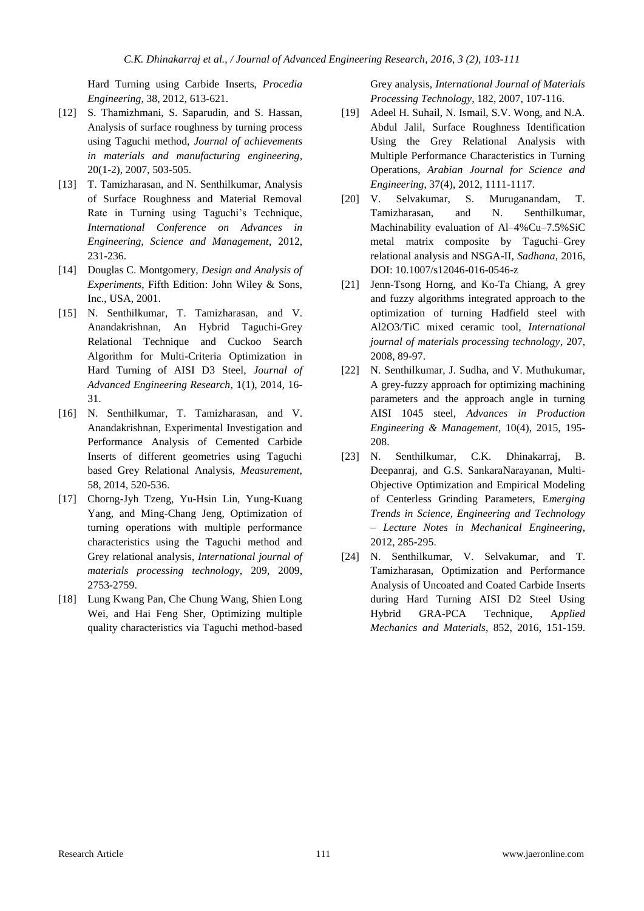Hard Turning using Carbide Inserts, *Procedia Engineering*, 38, 2012, 613-621.

[12] S. Thamizhmani, S. Saparudin, and S. Hassan, Analysis of surface roughness by turning process using Taguchi method, *Journal of achievements in materials and manufacturing engineering*, 20(1-2), 2007, 503-505.

[13] T. Tamizharasan, and N. Senthilkumar, Analysis of Surface Roughness and Material Removal Rate in Turning using Taguchi's Technique, *International Conference on Advances in Engineering, Science and Management*, 2012, 231-236.

[14] Douglas C. Montgomery, *Design and Analysis of Experiments*, Fifth Edition: John Wiley & Sons, Inc., USA, 2001.

[15] N. Senthilkumar, T. Tamizharasan, and V. Anandakrishnan, An Hybrid Taguchi-Grey Relational Technique and Cuckoo Search Algorithm for Multi-Criteria Optimization in Hard Turning of AISI D3 Steel, *Journal of Advanced Engineering Research*, 1(1), 2014, 16-31.

[16] N. Senthilkumar, T. Tamizharasan, and V. Anandakrishnan, Experimental Investigation and Performance Analysis of Cemented Carbide Inserts of different geometries using Taguchi based Grey Relational Analysis, *Measurement*, 58, 2014, 520-536.

[17] Chorng-Jyh Tzeng, Yu-Hsin Lin, Yung-Kuang Yang, and Ming-Chang Jeng, Optimization of turning operations with multiple performance characteristics using the Taguchi method and Grey relational analysis, *International journal of materials processing technology*, 209, 2009, 2753-2759.

[18] Lung Kwang Pan, Che Chung Wang, Shien Long Wei, and Hai Feng Sher, Optimizing multiple quality characteristics via Taguchi method-based Grey analysis, *International Journal of Materials Processing Technology*, 182, 2007, 107-116.

[19] Adeel H. Suhail, N. Ismail, S.V. Wong, and N.A. Abdul Jalil, Surface Roughness Identification Using the Grey Relational Analysis with Multiple Performance Characteristics in Turning Operations, *Arabian Journal for Science and Engineering*, 37(4), 2012, 1111-1117.

[20] V. Selvakumar, S. Muruganandam, T. Tamizharasan, and N. Senthilkumar, Machinability evaluation of Al–4%Cu–7.5%SiC metal matrix composite by Taguchi–Grey relational analysis and NSGA-II, *Sadhana*, 2016, DOI: 10.1007/s12046-016-0546-z

[21] Jenn-Tsong Horng, and Ko-Ta Chiang, A grey and fuzzy algorithms integrated approach to the optimization of turning Hadfield steel with Al2O3/TiC mixed ceramic tool, *International journal of materials processing technology*, 207, 2008, 89-97.

[22] N. Senthilkumar, J. Sudha, and V. Muthukumar, A grey-fuzzy approach for optimizing machining parameters and the approach angle in turning AISI 1045 steel, *Advances in Production Engineering & Management*, 10(4), 2015, 195-208.

[23] N. Senthilkumar, C.K. Dhinakarraj, B. Deepanraj, and G.S. SankaraNarayanan, Multi-Objective Optimization and Empirical Modeling of Centerless Grinding Parameters, *Emerging Trends in Science, Engineering and Technology – Lecture Notes in Mechanical Engineering*, 2012, 285-295.

[24] N. Senthilkumar, V. Selvakumar, and T. Tamizharasan, Optimization and Performance Analysis of Uncoated and Coated Carbide Inserts during Hard Turning AISI D2 Steel Using Hybrid GRA-PCA Technique, *Applied Mechanics and Materials*, 852, 2016, 151-159.